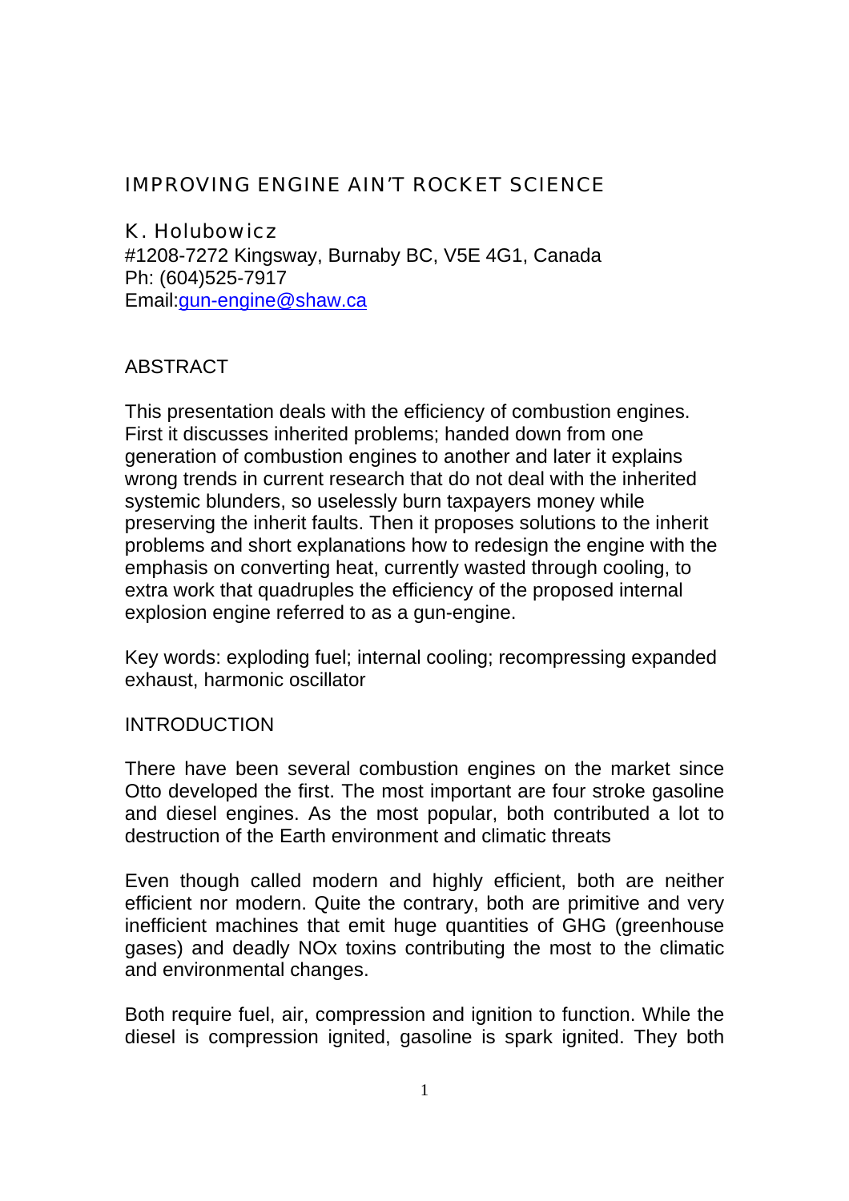# IMPROVING ENGINE AIN'T ROCKET SCIENCE

K. Holubowicz
#1208-7272 Kingsway, Burnaby BC, V5E 4G1, Canada
Ph: (604)525-7917
Email:gun-engine@shaw.ca

## ABSTRACT

This presentation deals with the efficiency of combustion engines. First it discusses inherited problems; handed down from one generation of combustion engines to another and later it explains wrong trends in current research that do not deal with the inherited systemic blunders, so uselessly burn taxpayers money while preserving the inherit faults. Then it proposes solutions to the inherit problems and short explanations how to redesign the engine with the emphasis on converting heat, currently wasted through cooling, to extra work that quadruples the efficiency of the proposed internal explosion engine referred to as a gun-engine.

Key words: exploding fuel; internal cooling; recompressing expanded exhaust, harmonic oscillator

## INTRODUCTION

There have been several combustion engines on the market since Otto developed the first. The most important are four stroke gasoline and diesel engines. As the most popular, both contributed a lot to destruction of the Earth environment and climatic threats

Even though called modern and highly efficient, both are neither efficient nor modern. Quite the contrary, both are primitive and very inefficient machines that emit huge quantities of GHG (greenhouse gases) and deadly NOx toxins contributing the most to the climatic and environmental changes.

Both require fuel, air, compression and ignition to function. While the diesel is compression ignited, gasoline is spark ignited. They both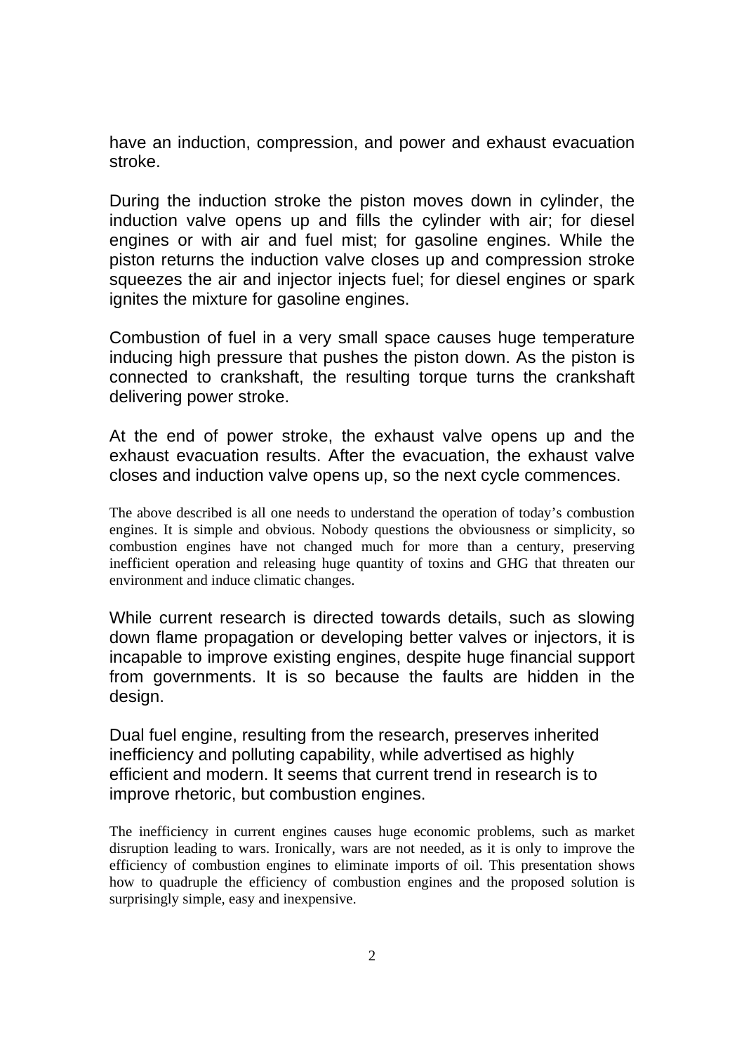have an induction, compression, and power and exhaust evacuation stroke.

During the induction stroke the piston moves down in cylinder, the induction valve opens up and fills the cylinder with air; for diesel engines or with air and fuel mist; for gasoline engines. While the piston returns the induction valve closes up and compression stroke squeezes the air and injector injects fuel; for diesel engines or spark ignites the mixture for gasoline engines.

Combustion of fuel in a very small space causes huge temperature inducing high pressure that pushes the piston down. As the piston is connected to crankshaft, the resulting torque turns the crankshaft delivering power stroke.

At the end of power stroke, the exhaust valve opens up and the exhaust evacuation results. After the evacuation, the exhaust valve closes and induction valve opens up, so the next cycle commences.

The above described is all one needs to understand the operation of today's combustion engines. It is simple and obvious. Nobody questions the obviousness or simplicity, so combustion engines have not changed much for more than a century, preserving inefficient operation and releasing huge quantity of toxins and GHG that threaten our environment and induce climatic changes.

While current research is directed towards details, such as slowing down flame propagation or developing better valves or injectors, it is incapable to improve existing engines, despite huge financial support from governments. It is so because the faults are hidden in the design.

Dual fuel engine, resulting from the research, preserves inherited inefficiency and polluting capability, while advertised as highly efficient and modern. It seems that current trend in research is to improve rhetoric, but combustion engines.

The inefficiency in current engines causes huge economic problems, such as market disruption leading to wars. Ironically, wars are not needed, as it is only to improve the efficiency of combustion engines to eliminate imports of oil. This presentation shows how to quadruple the efficiency of combustion engines and the proposed solution is surprisingly simple, easy and inexpensive.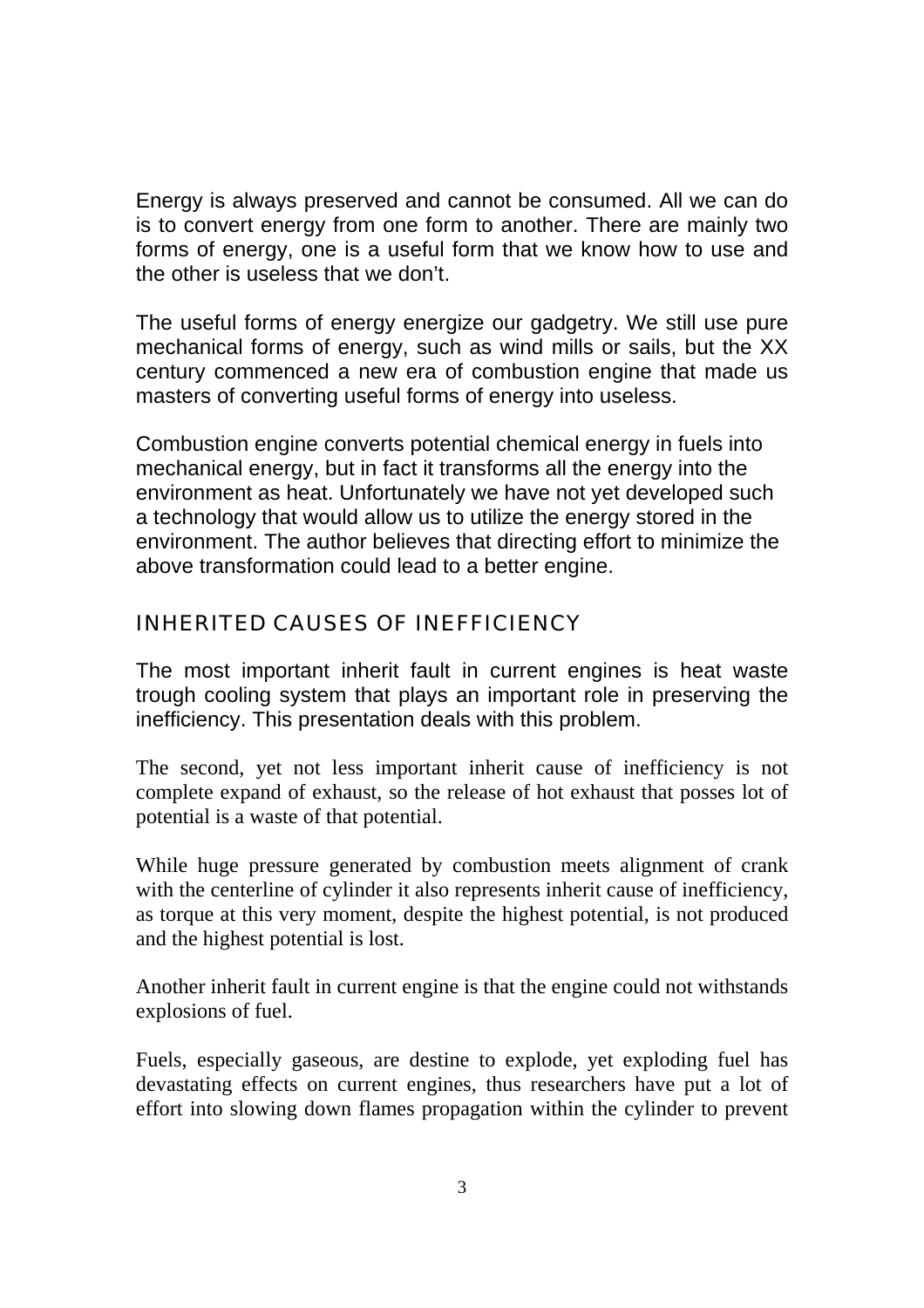Energy is always preserved and cannot be consumed. All we can do is to convert energy from one form to another. There are mainly two forms of energy, one is a useful form that we know how to use and the other is useless that we don't.

The useful forms of energy energize our gadgetry. We still use pure mechanical forms of energy, such as wind mills or sails, but the XX century commenced a new era of combustion engine that made us masters of converting useful forms of energy into useless.

Combustion engine converts potential chemical energy in fuels into mechanical energy, but in fact it transforms all the energy into the environment as heat. Unfortunately we have not yet developed such a technology that would allow us to utilize the energy stored in the environment. The author believes that directing effort to minimize the above transformation could lead to a better engine.

## INHERITED CAUSES OF INEFFICIENCY

The most important inherit fault in current engines is heat waste trough cooling system that plays an important role in preserving the inefficiency. This presentation deals with this problem.

The second, yet not less important inherit cause of inefficiency is not complete expand of exhaust, so the release of hot exhaust that posses lot of potential is a waste of that potential.

While huge pressure generated by combustion meets alignment of crank with the centerline of cylinder it also represents inherit cause of inefficiency, as torque at this very moment, despite the highest potential, is not produced and the highest potential is lost.

Another inherit fault in current engine is that the engine could not withstands explosions of fuel.

Fuels, especially gaseous, are destine to explode, yet exploding fuel has devastating effects on current engines, thus researchers have put a lot of effort into slowing down flames propagation within the cylinder to prevent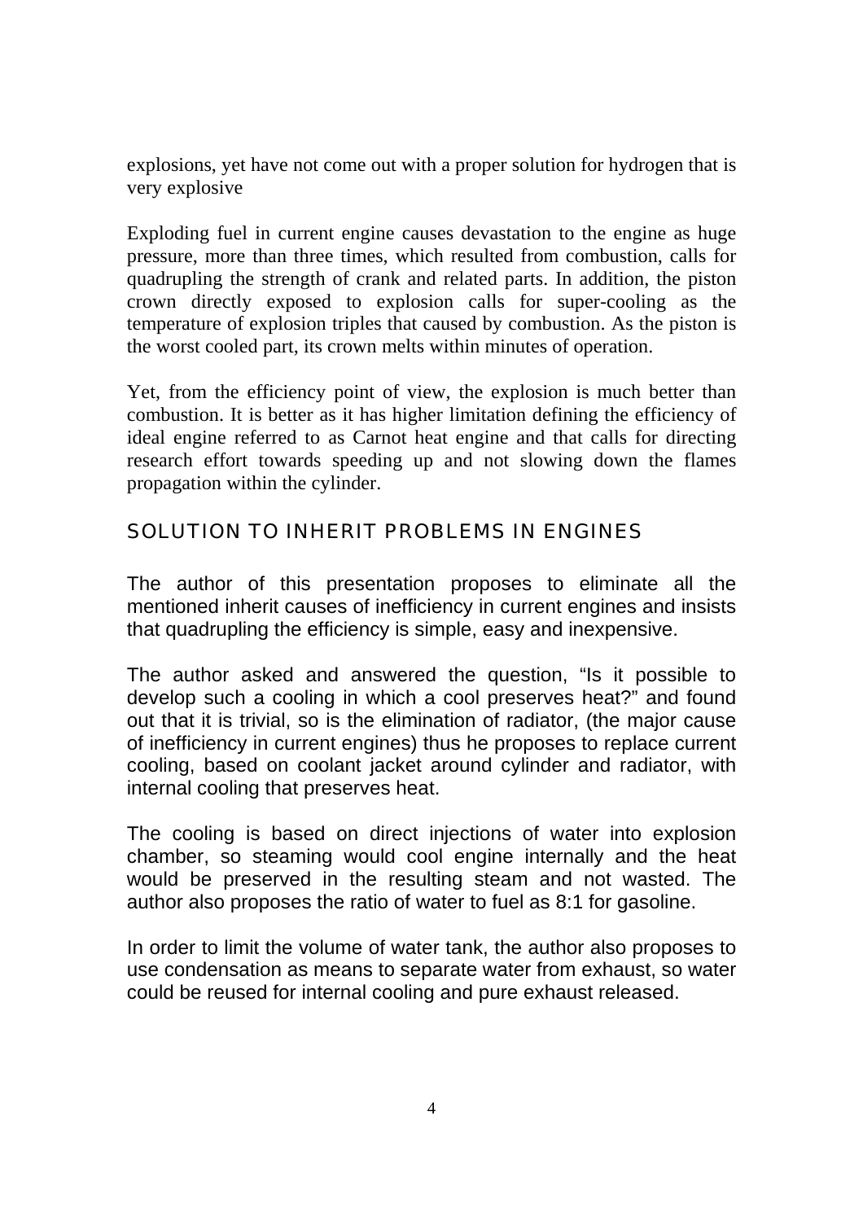explosions, yet have not come out with a proper solution for hydrogen that is very explosive

Exploding fuel in current engine causes devastation to the engine as huge pressure, more than three times, which resulted from combustion, calls for quadrupling the strength of crank and related parts. In addition, the piston crown directly exposed to explosion calls for super-cooling as the temperature of explosion triples that caused by combustion. As the piston is the worst cooled part, its crown melts within minutes of operation.

Yet, from the efficiency point of view, the explosion is much better than combustion. It is better as it has higher limitation defining the efficiency of ideal engine referred to as Carnot heat engine and that calls for directing research effort towards speeding up and not slowing down the flames propagation within the cylinder.

## SOLUTION TO INHERIT PROBLEMS IN ENGINES

The author of this presentation proposes to eliminate all the mentioned inherit causes of inefficiency in current engines and insists that quadrupling the efficiency is simple, easy and inexpensive.

The author asked and answered the question, “Is it possible to develop such a cooling in which a cool preserves heat?” and found out that it is trivial, so is the elimination of radiator, (the major cause of inefficiency in current engines) thus he proposes to replace current cooling, based on coolant jacket around cylinder and radiator, with internal cooling that preserves heat.

The cooling is based on direct injections of water into explosion chamber, so steaming would cool engine internally and the heat would be preserved in the resulting steam and not wasted. The author also proposes the ratio of water to fuel as 8:1 for gasoline.

In order to limit the volume of water tank, the author also proposes to use condensation as means to separate water from exhaust, so water could be reused for internal cooling and pure exhaust released.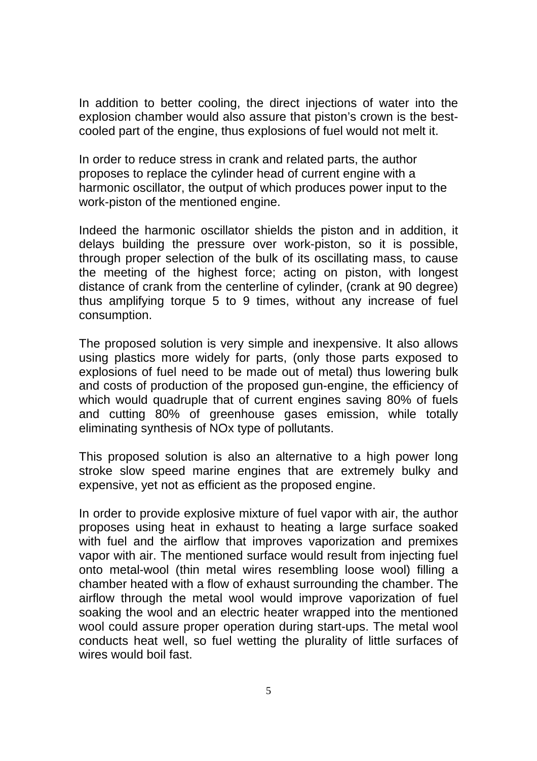In addition to better cooling, the direct injections of water into the explosion chamber would also assure that piston's crown is the best-cooled part of the engine, thus explosions of fuel would not melt it.

In order to reduce stress in crank and related parts, the author proposes to replace the cylinder head of current engine with a harmonic oscillator, the output of which produces power input to the work-piston of the mentioned engine.

Indeed the harmonic oscillator shields the piston and in addition, it delays building the pressure over work-piston, so it is possible, through proper selection of the bulk of its oscillating mass, to cause the meeting of the highest force; acting on piston, with longest distance of crank from the centerline of cylinder, (crank at 90 degree) thus amplifying torque 5 to 9 times, without any increase of fuel consumption.

The proposed solution is very simple and inexpensive. It also allows using plastics more widely for parts, (only those parts exposed to explosions of fuel need to be made out of metal) thus lowering bulk and costs of production of the proposed gun-engine, the efficiency of which would quadruple that of current engines saving 80% of fuels and cutting 80% of greenhouse gases emission, while totally eliminating synthesis of NOx type of pollutants.

This proposed solution is also an alternative to a high power long stroke slow speed marine engines that are extremely bulky and expensive, yet not as efficient as the proposed engine.

In order to provide explosive mixture of fuel vapor with air, the author proposes using heat in exhaust to heating a large surface soaked with fuel and the airflow that improves vaporization and premixes vapor with air. The mentioned surface would result from injecting fuel onto metal-wool (thin metal wires resembling loose wool) filling a chamber heated with a flow of exhaust surrounding the chamber. The airflow through the metal wool would improve vaporization of fuel soaking the wool and an electric heater wrapped into the mentioned wool could assure proper operation during start-ups. The metal wool conducts heat well, so fuel wetting the plurality of little surfaces of wires would boil fast.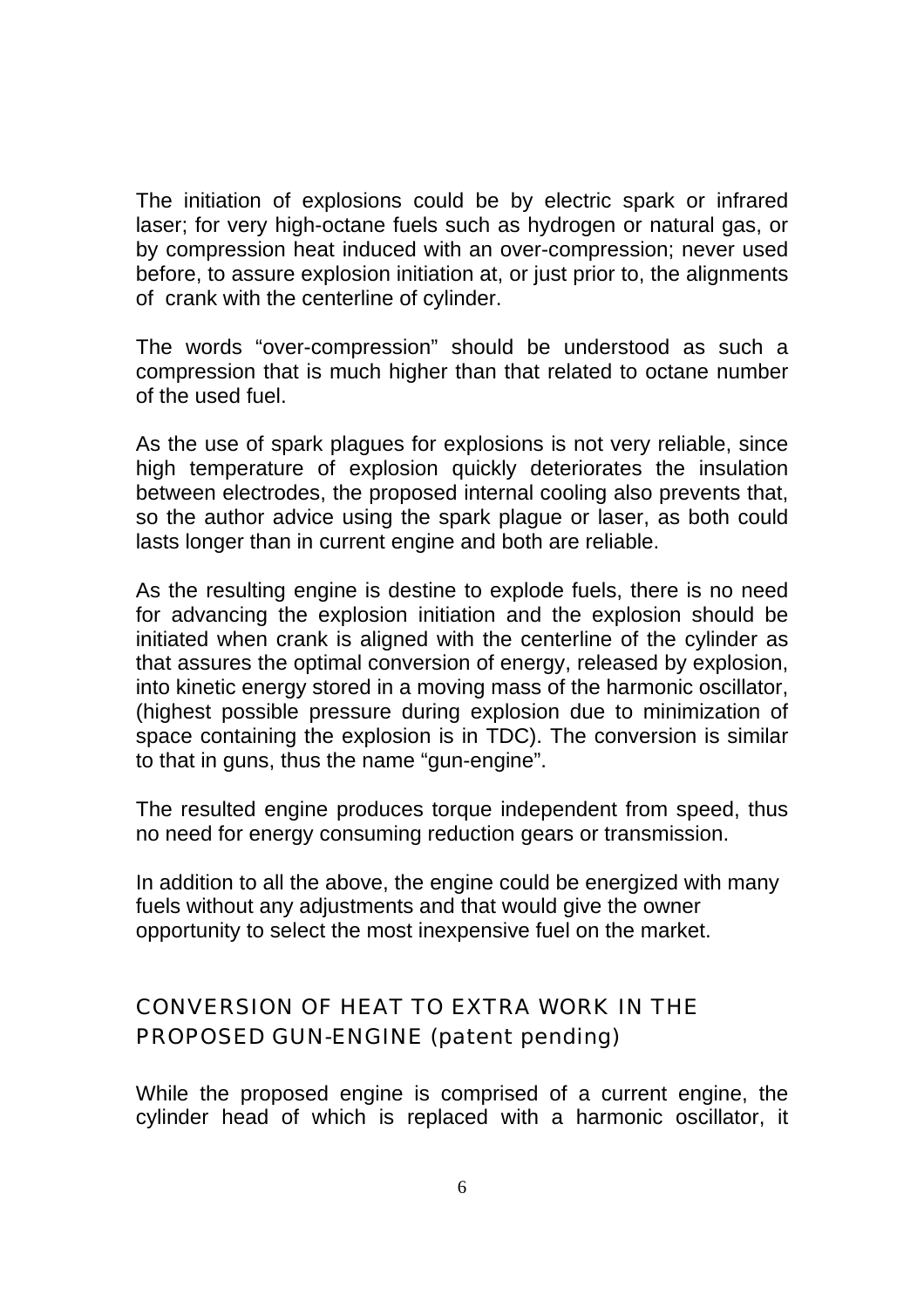The initiation of explosions could be by electric spark or infrared laser; for very high-octane fuels such as hydrogen or natural gas, or by compression heat induced with an over-compression; never used before, to assure explosion initiation at, or just prior to, the alignments of crank with the centerline of cylinder.

The words "over-compression" should be understood as such a compression that is much higher than that related to octane number of the used fuel.

As the use of spark plagues for explosions is not very reliable, since high temperature of explosion quickly deteriorates the insulation between electrodes, the proposed internal cooling also prevents that, so the author advice using the spark plague or laser, as both could lasts longer than in current engine and both are reliable.

As the resulting engine is destine to explode fuels, there is no need for advancing the explosion initiation and the explosion should be initiated when crank is aligned with the centerline of the cylinder as that assures the optimal conversion of energy, released by explosion, into kinetic energy stored in a moving mass of the harmonic oscillator, (highest possible pressure during explosion due to minimization of space containing the explosion is in TDC). The conversion is similar to that in guns, thus the name "gun-engine".

The resulted engine produces torque independent from speed, thus no need for energy consuming reduction gears or transmission.

In addition to all the above, the engine could be energized with many fuels without any adjustments and that would give the owner opportunity to select the most inexpensive fuel on the market.

## CONVERSION OF HEAT TO EXTRA WORK IN THE PROPOSED GUN-ENGINE (patent pending)

While the proposed engine is comprised of a current engine, the cylinder head of which is replaced with a harmonic oscillator, it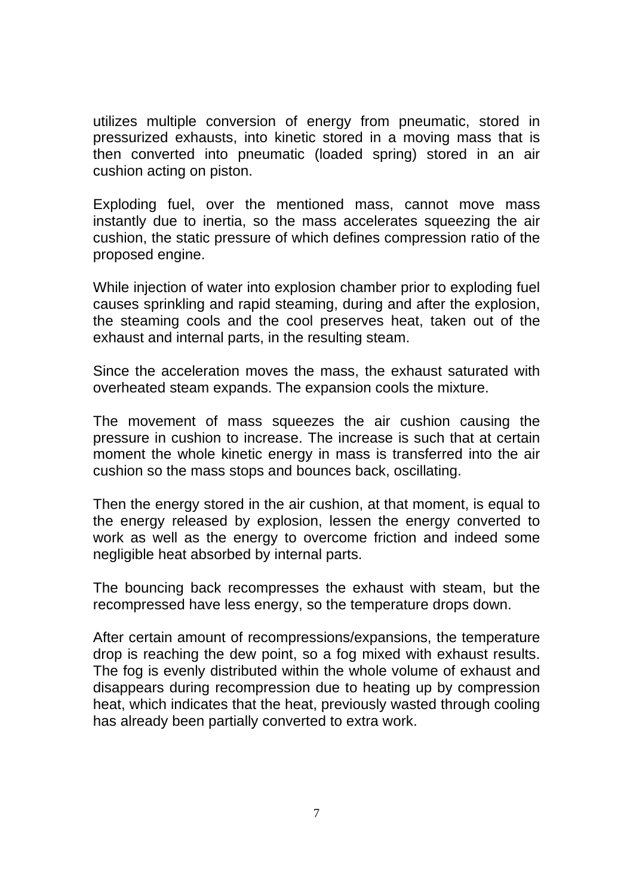utilizes multiple conversion of energy from pneumatic, stored in pressurized exhausts, into kinetic stored in a moving mass that is then converted into pneumatic (loaded spring) stored in an air cushion acting on piston.

Exploding fuel, over the mentioned mass, cannot move mass instantly due to inertia, so the mass accelerates squeezing the air cushion, the static pressure of which defines compression ratio of the proposed engine.

While injection of water into explosion chamber prior to exploding fuel causes sprinkling and rapid steaming, during and after the explosion, the steaming cools and the cool preserves heat, taken out of the exhaust and internal parts, in the resulting steam.

Since the acceleration moves the mass, the exhaust saturated with overheated steam expands. The expansion cools the mixture.

The movement of mass squeezes the air cushion causing the pressure in cushion to increase. The increase is such that at certain moment the whole kinetic energy in mass is transferred into the air cushion so the mass stops and bounces back, oscillating.

Then the energy stored in the air cushion, at that moment, is equal to the energy released by explosion, lessen the energy converted to work as well as the energy to overcome friction and indeed some negligible heat absorbed by internal parts.

The bouncing back recompresses the exhaust with steam, but the recompressed have less energy, so the temperature drops down.

After certain amount of recompressions/expansions, the temperature drop is reaching the dew point, so a fog mixed with exhaust results. The fog is evenly distributed within the whole volume of exhaust and disappears during recompression due to heating up by compression heat, which indicates that the heat, previously wasted through cooling has already been partially converted to extra work.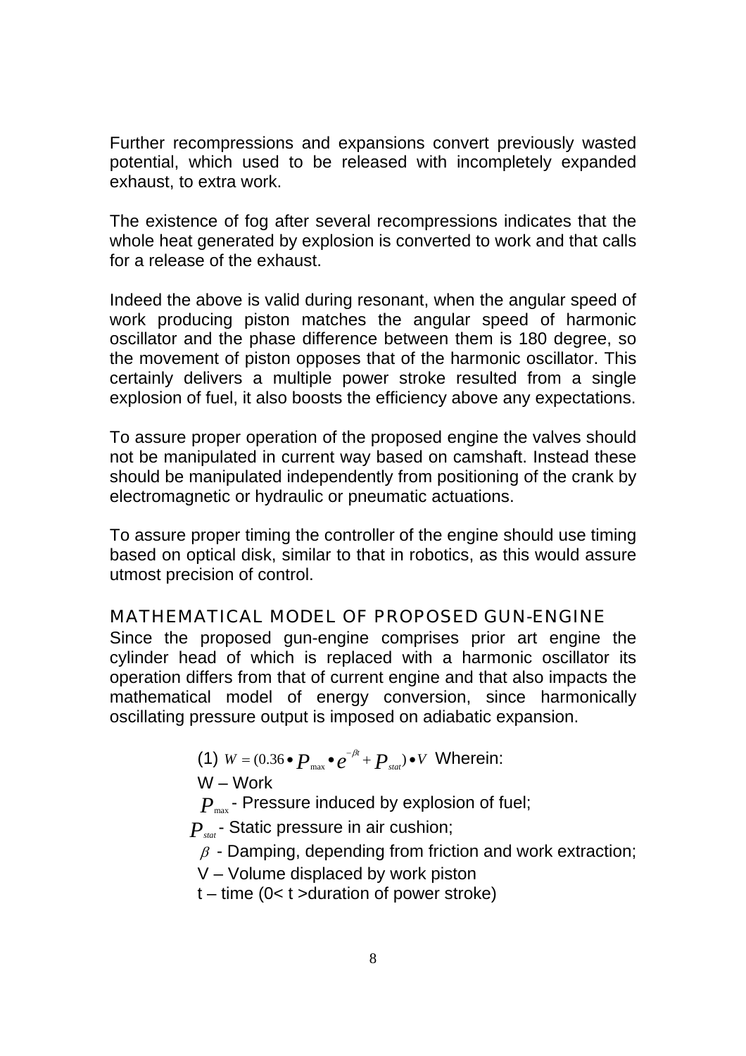Further recompressions and expansions convert previously wasted potential, which used to be released with incompletely expanded exhaust, to extra work.

The existence of fog after several recompressions indicates that the whole heat generated by explosion is converted to work and that calls for a release of the exhaust.

Indeed the above is valid during resonant, when the angular speed of work producing piston matches the angular speed of harmonic oscillator and the phase difference between them is 180 degree, so the movement of piston opposes that of the harmonic oscillator. This certainly delivers a multiple power stroke resulted from a single explosion of fuel, it also boosts the efficiency above any expectations.

To assure proper operation of the proposed engine the valves should not be manipulated in current way based on camshaft. Instead these should be manipulated independently from positioning of the crank by electromagnetic or hydraulic or pneumatic actuations.

To assure proper timing the controller of the engine should use timing based on optical disk, similar to that in robotics, as this would assure utmost precision of control.

## MATHEMATICAL MODEL OF PROPOSED GUN-ENGINE

Since the proposed gun-engine comprises prior art engine the cylinder head of which is replaced with a harmonic oscillator its operation differs from that of current engine and that also impacts the mathematical model of energy conversion, since harmonically oscillating pressure output is imposed on adiabatic expansion.

(1) $W = (0.36 \bullet P_{\max} \bullet e^{-\beta t} + P_{stat}) \bullet V$ Wherein:

W – Work

$P_{\max}$ - Pressure induced by explosion of fuel;

$P_{stat}$ - Static pressure in air cushion;

$\beta$ - Damping, depending from friction and work extraction;

V – Volume displaced by work piston

t – time (0< t >duration of power stroke)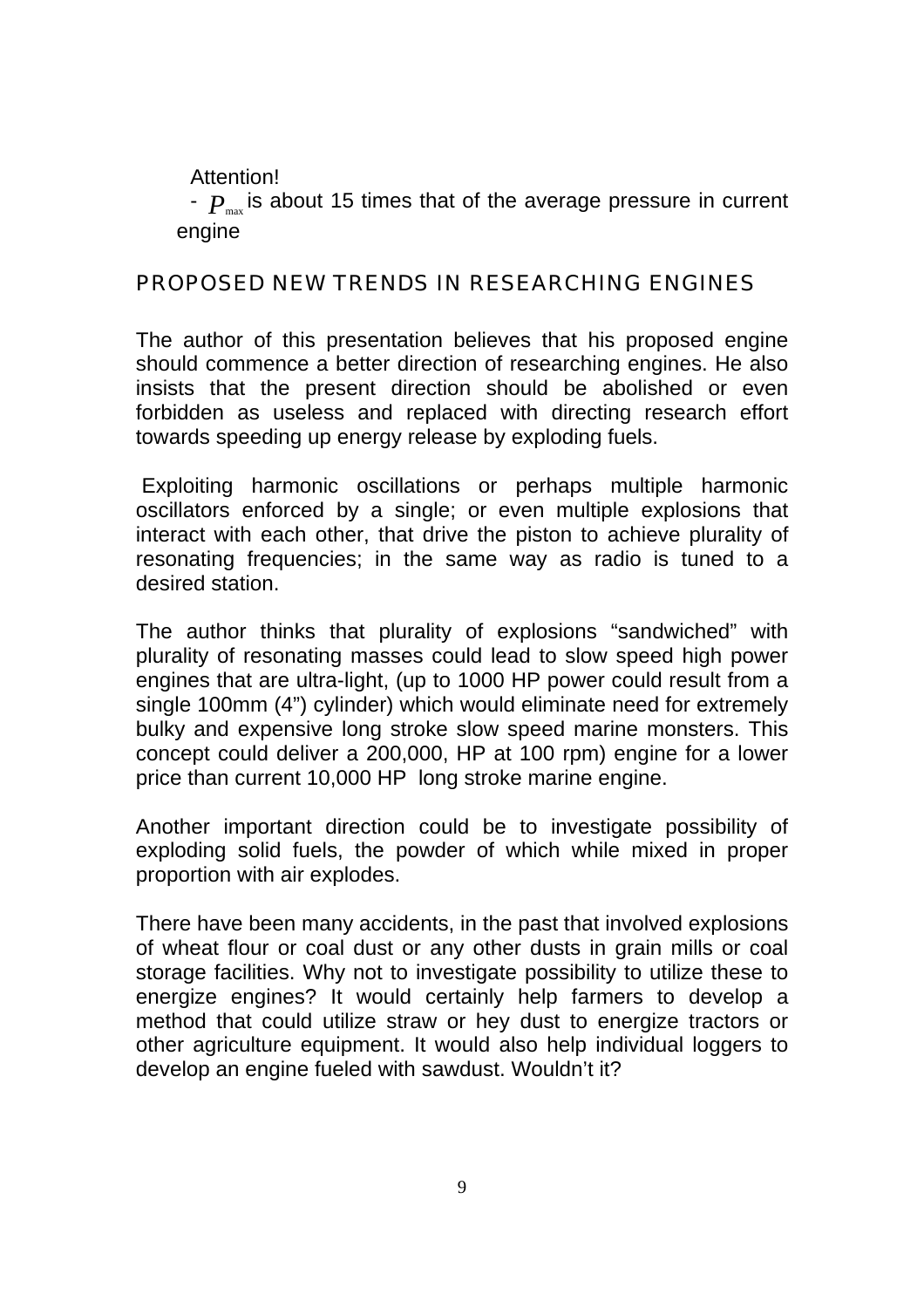Attention!

- $P_{max}$ is about 15 times that of the average pressure in current engine

## PROPOSED NEW TRENDS IN RESEARCHING ENGINES

The author of this presentation believes that his proposed engine should commence a better direction of researching engines. He also insists that the present direction should be abolished or even forbidden as useless and replaced with directing research effort towards speeding up energy release by exploding fuels.

Exploiting harmonic oscillations or perhaps multiple harmonic oscillators enforced by a single; or even multiple explosions that interact with each other, that drive the piston to achieve plurality of resonating frequencies; in the same way as radio is tuned to a desired station.

The author thinks that plurality of explosions "sandwiched" with plurality of resonating masses could lead to slow speed high power engines that are ultra-light, (up to 1000 HP power could result from a single 100mm (4") cylinder) which would eliminate need for extremely bulky and expensive long stroke slow speed marine monsters. This concept could deliver a 200,000, HP at 100 rpm) engine for a lower price than current 10,000 HP long stroke marine engine.

Another important direction could be to investigate possibility of exploding solid fuels, the powder of which while mixed in proper proportion with air explodes.

There have been many accidents, in the past that involved explosions of wheat flour or coal dust or any other dusts in grain mills or coal storage facilities. Why not to investigate possibility to utilize these to energize engines? It would certainly help farmers to develop a method that could utilize straw or hey dust to energize tractors or other agriculture equipment. It would also help individual loggers to develop an engine fueled with sawdust. Wouldn't it?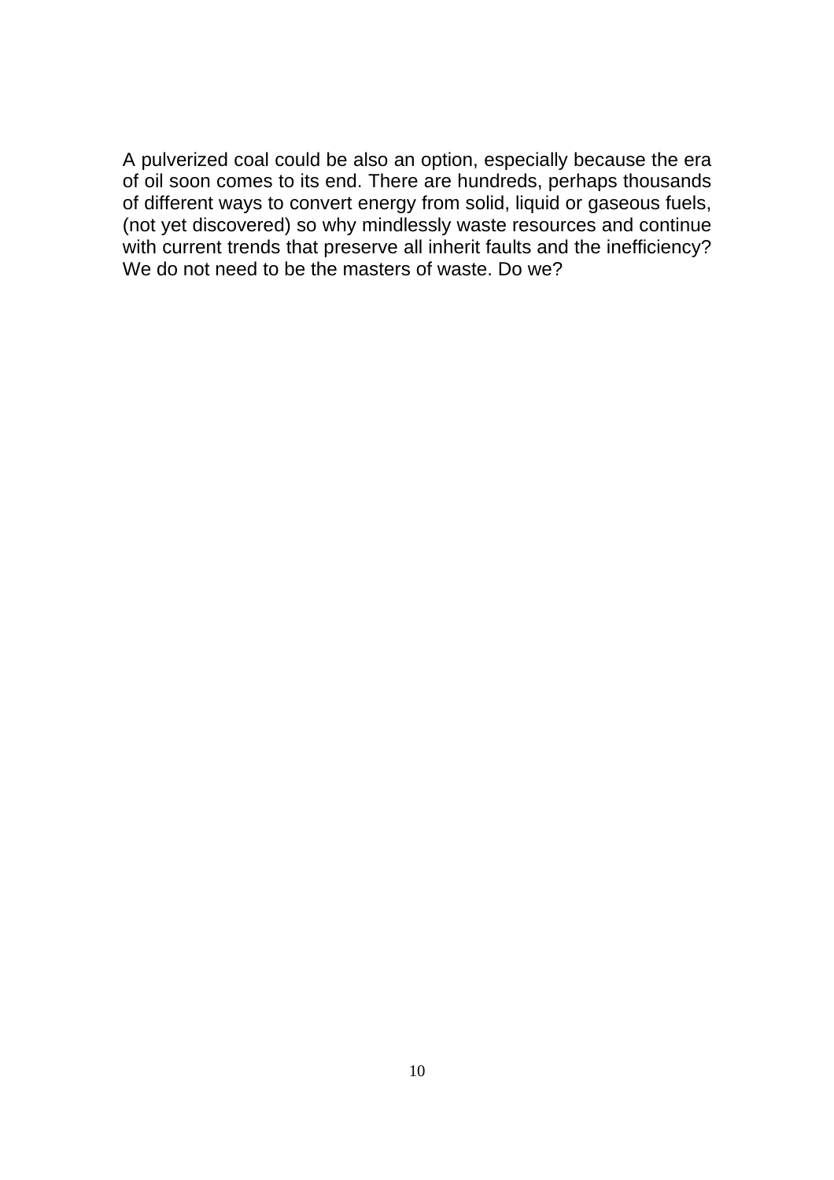A pulverized coal could be also an option, especially because the era of oil soon comes to its end. There are hundreds, perhaps thousands of different ways to convert energy from solid, liquid or gaseous fuels, (not yet discovered) so why mindlessly waste resources and continue with current trends that preserve all inherit faults and the inefficiency? We do not need to be the masters of waste. Do we?